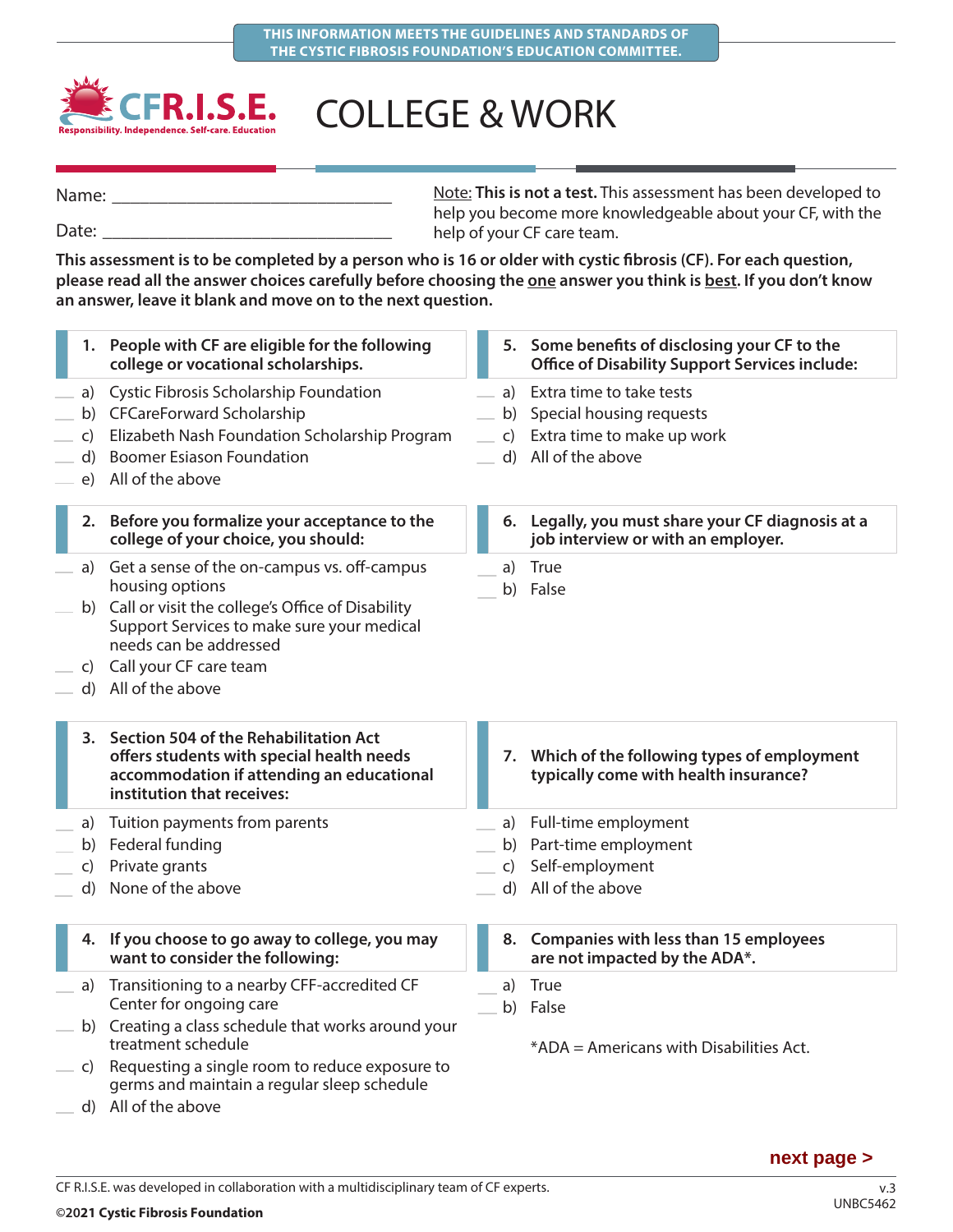THIS INFORMATION MEETS THE GUIDELINES AND STANDARDS OF THE CYSTIC FIBROSIS FOUNDATION'S EDUCATION COMMITTEE.

CFR.I.S.E.
Responsibility. Independence. Self-care. Education

# COLLEGE & WORK

Name: ______________________________

Date: ______________________________

Note: **This is not a test.** This assessment has been developed to help you become more knowledgeable about your CF, with the help of your CF care team.

**This assessment is to be completed by a person who is 16 or older with cystic fibrosis (CF). For each question, please read all the answer choices carefully before choosing the one answer you think is best. If you don't know an answer, leave it blank and move on to the next question.**

**1. People with CF are eligible for the following college or vocational scholarships.**

___ a) Cystic Fibrosis Scholarship Foundation
___ b) CFCareForward Scholarship
___ c) Elizabeth Nash Foundation Scholarship Program
___ d) Boomer Esiason Foundation
___ e) All of the above

**2. Before you formalize your acceptance to the college of your choice, you should:**

___ a) Get a sense of the on-campus vs. off-campus housing options
___ b) Call or visit the college's Office of Disability Support Services to make sure your medical needs can be addressed
___ c) Call your CF care team
___ d) All of the above

**3. Section 504 of the Rehabilitation Act offers students with special health needs accommodation if attending an educational institution that receives:**

___ a) Tuition payments from parents
___ b) Federal funding
___ c) Private grants
___ d) None of the above

**4. If you choose to go away to college, you may want to consider the following:**

___ a) Transitioning to a nearby CFF-accredited CF Center for ongoing care
___ b) Creating a class schedule that works around your treatment schedule
___ c) Requesting a single room to reduce exposure to germs and maintain a regular sleep schedule
___ d) All of the above

**5. Some benefits of disclosing your CF to the Office of Disability Support Services include:**

___ a) Extra time to take tests
___ b) Special housing requests
___ c) Extra time to make up work
___ d) All of the above

**6. Legally, you must share your CF diagnosis at a job interview or with an employer.**

___ a) True
___ b) False

**7. Which of the following types of employment typically come with health insurance?**

___ a) Full-time employment
___ b) Part-time employment
___ c) Self-employment
___ d) All of the above

**8. Companies with less than 15 employees are not impacted by the ADA*.**

___ a) True
___ b) False

*ADA = Americans with Disabilities Act.

**next page >**

CF R.I.S.E. was developed in collaboration with a multidisciplinary team of CF experts.

**©2021 Cystic Fibrosis Foundation**

v.3
UNBC5462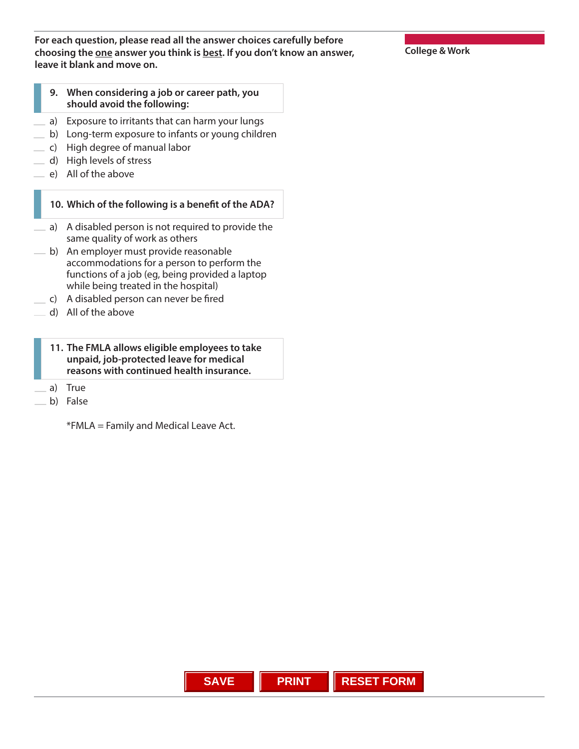**For each question, please read all the answer choices carefully before choosing the one answer you think is best. If you don't know an answer, leave it blank and move on.**

**College & Work**

**9. When considering a job or career path, you should avoid the following:**

- ___ a) Exposure to irritants that can harm your lungs
- ___ b) Long-term exposure to infants or young children
- ___ c) High degree of manual labor
- ___ d) High levels of stress
- ___ e) All of the above

**10. Which of the following is a benefit of the ADA?**

- ___ a) A disabled person is not required to provide the same quality of work as others
- ___ b) An employer must provide reasonable accommodations for a person to perform the functions of a job (eg, being provided a laptop while being treated in the hospital)
- ___ c) A disabled person can never be fired
- ___ d) All of the above

**11. The FMLA allows eligible employees to take unpaid, job-protected leave for medical reasons with continued health insurance.**

- ___ a) True
- ___ b) False

*FMLA = Family and Medical Leave Act.

SAVE PRINT RESET FORM